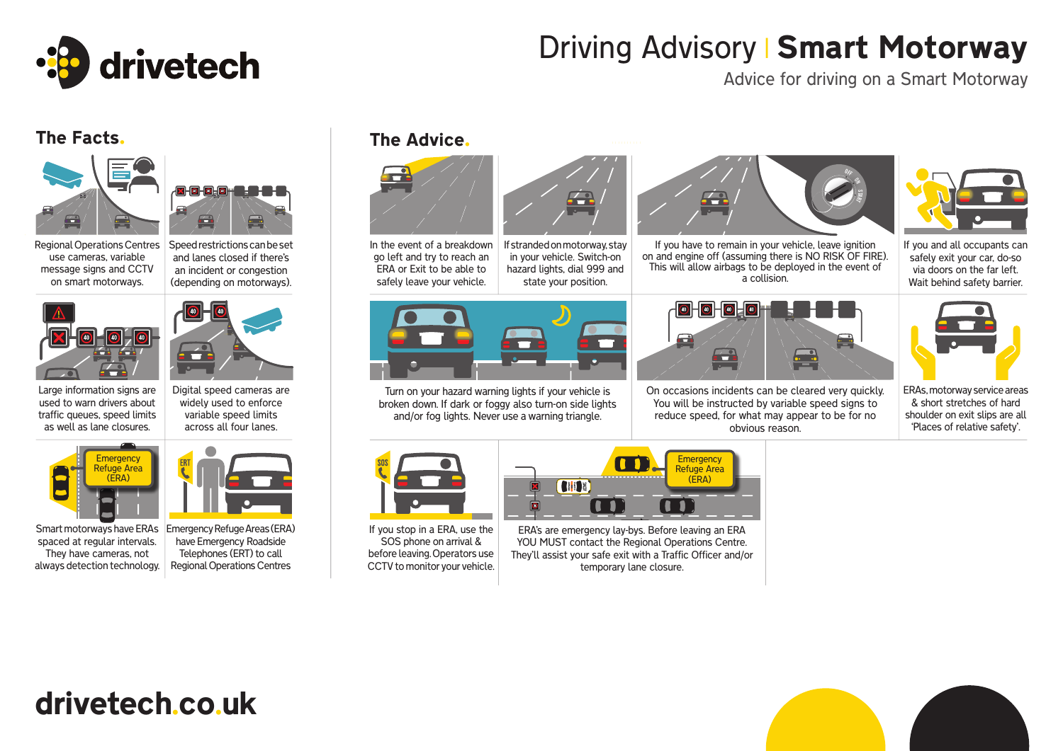# drivetech

# Driving Advisory | **Smart Motorway**

Advice for driving on a Smart Motorway

## The Facts.

Regional Operations Centres use cameras, variable message signs and CCTV on smart motorways.

Speed restrictions can be set and lanes closed if there's an incident or congestion (depending on motorways).

Large information signs are used to warn drivers about traffic queues, speed limits as well as lane closures.

Digital speed cameras are widely used to enforce variable speed limits across all four lanes.

Smart motorways have ERAs spaced at regular intervals. They have cameras, not always detection technology.

Emergency Refuge Areas (ERA) have Emergency Roadside Telephones (ERT) to call Regional Operations Centres

## The Advice.

In the event of a breakdown go left and try to reach an ERA or Exit to be able to safely leave your vehicle.

If stranded on motorway, stay in your vehicle. Switch-on hazard lights, dial 999 and state your position.

If you have to remain in your vehicle, leave ignition on and engine off (assuming there is NO RISK OF FIRE). This will allow airbags to be deployed in the event of a collision.

If you and all occupants can safely exit your car, do-so via doors on the far left. Wait behind safety barrier.

Turn on your hazard warning lights if your vehicle is broken down. If dark or foggy also turn-on side lights and/or fog lights. Never use a warning triangle.

On occasions incidents can be cleared very quickly. You will be instructed by variable speed signs to reduce speed, for what may appear to be for no obvious reason.

ERAs, motorway service areas & short stretches of hard shoulder on exit slips are all 'Places of relative safety'.

If you stop in a ERA, use the SOS phone on arrival & before leaving. Operators use CCTV to monitor your vehicle.

ERA's are emergency lay-bys. Before leaving an ERA YOU MUST contact the Regional Operations Centre. They'll assist your safe exit with a Traffic Officer and/or temporary lane closure.

**drivetech.co.uk**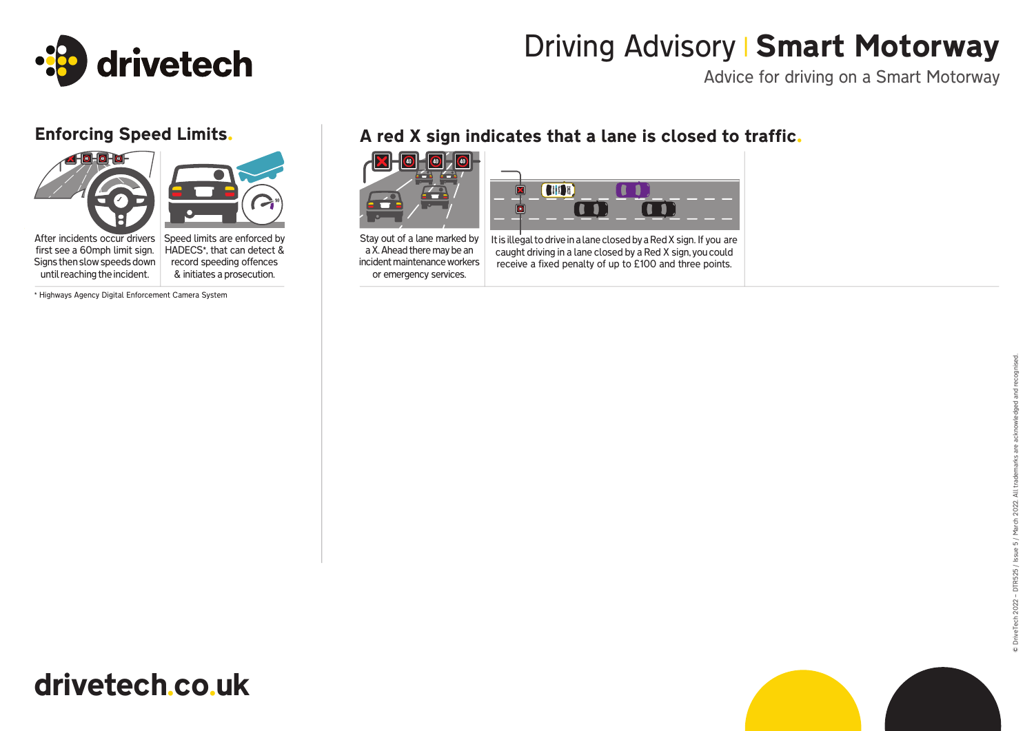# Driving Advisory | Smart Motorway

Advice for driving on a Smart Motorway

## Enforcing Speed Limits.

After incidents occur drivers first see a 60mph limit sign. Signs then slow speeds down until reaching the incident.

Speed limits are enforced by HADECS*, that can detect & record speeding offences & initiates a prosecution.

* Highways Agency Digital Enforcement Camera System

## A red X sign indicates that a lane is closed to traffic.

Stay out of a lane marked by a X. Ahead there may be an incident maintenance workers or emergency services.

It is illegal to drive in a lane closed by a Red X sign. If you are caught driving in a lane closed by a Red X sign, you could receive a fixed penalty of up to £100 and three points.

drivetech.co.uk

© DriveTech 2022 – DTR525 / Issue 5 / March 2022. All trademarks are acknowledged and recognised.